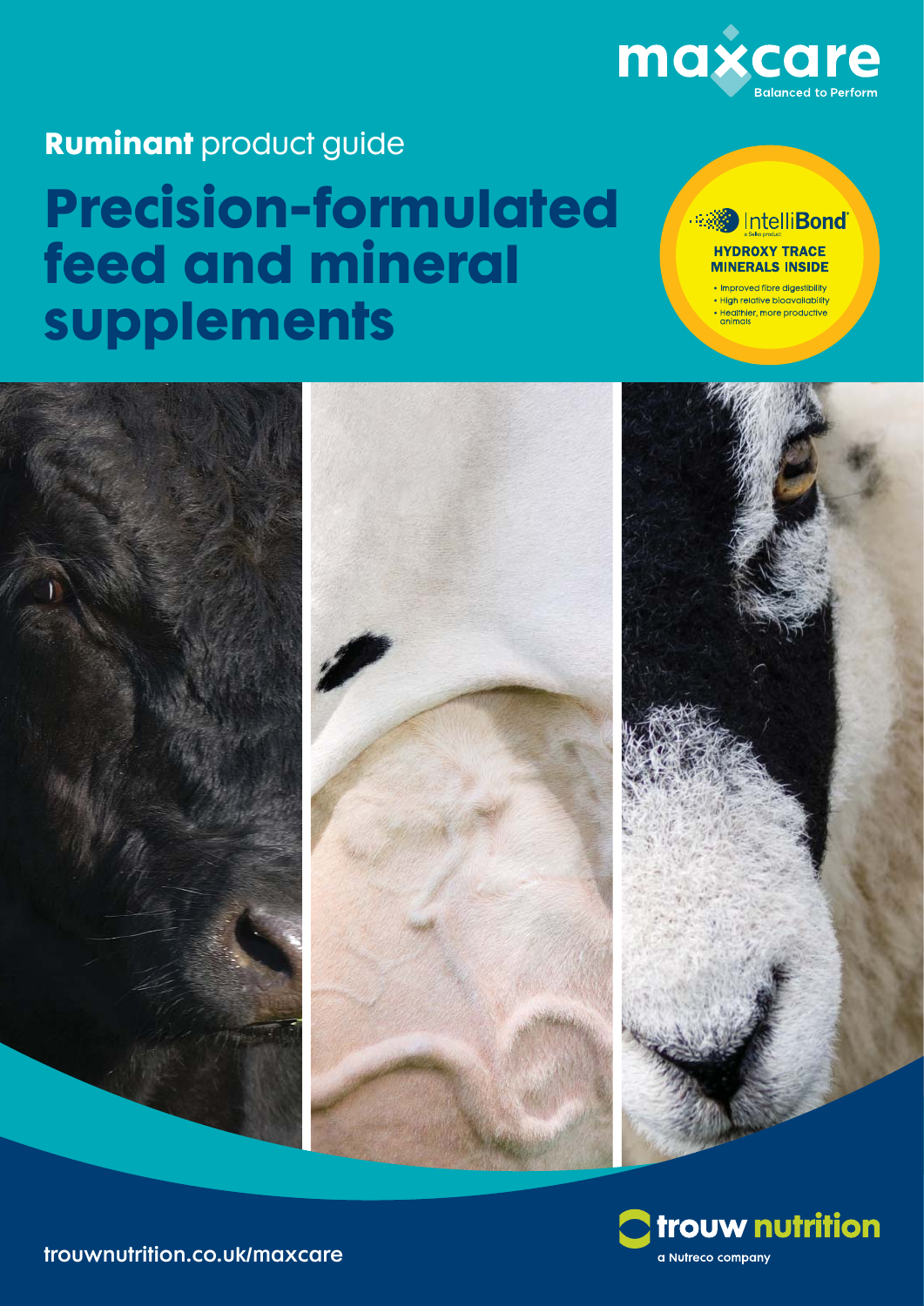maxcare
Balanced to Perform

**Ruminant** product guide

# Precision-formulated feed and mineral supplements

IntelliBond®
a Selko product

**HYDROXY TRACE MINERALS INSIDE**

- Improved fibre digestibility
- High relative bioavailability
- Healthier, more productive animals

trouwnutrition.co.uk/maxcare

trouw nutrition
a Nutreco company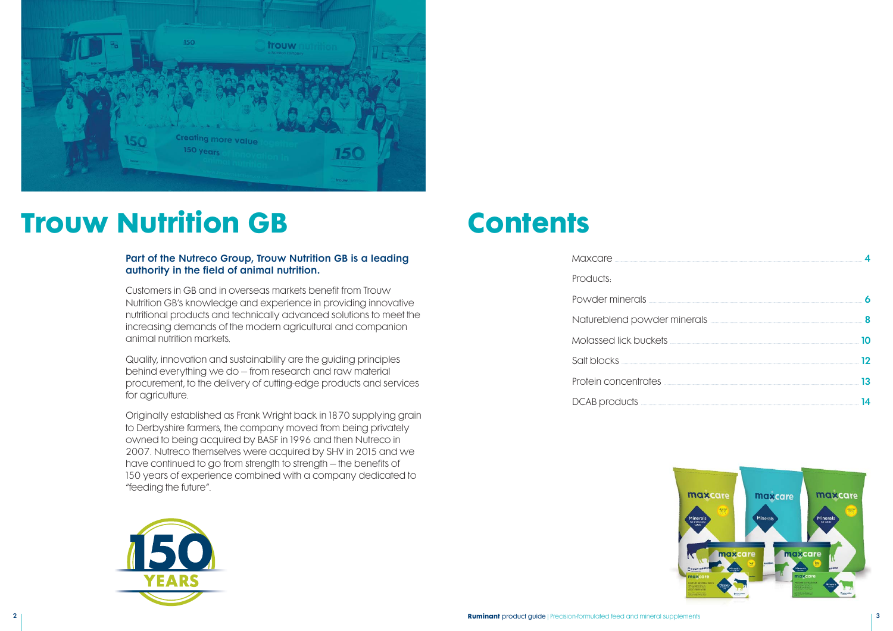# Trouw Nutrition GB

**Part of the Nutreco Group, Trouw Nutrition GB is a leading authority in the field of animal nutrition.**

Customers in GB and in overseas markets benefit from Trouw Nutrition GB's knowledge and experience in providing innovative nutritional products and technically advanced solutions to meet the increasing demands of the modern agricultural and companion animal nutrition markets.

Quality, innovation and sustainability are the guiding principles behind everything we do – from research and raw material procurement, to the delivery of cutting-edge products and services for agriculture.

Originally established as Frank Wright back in 1870 supplying grain to Derbyshire farmers, the company moved from being privately owned to being acquired by BASF in 1996 and then Nutreco in 2007. Nutreco themselves were acquired by SHV in 2015 and we have continued to go from strength to strength – the benefits of 150 years of experience combined with a company dedicated to "feeding the future".

# Contents

- Maxcare ..... 4
- Products:
- Powder minerals ..... 6
- Natureblend powder minerals ..... 8
- Molassed lick buckets ..... 10
- Salt blocks ..... 12
- Protein concentrates ..... 13
- DCAB products ..... 14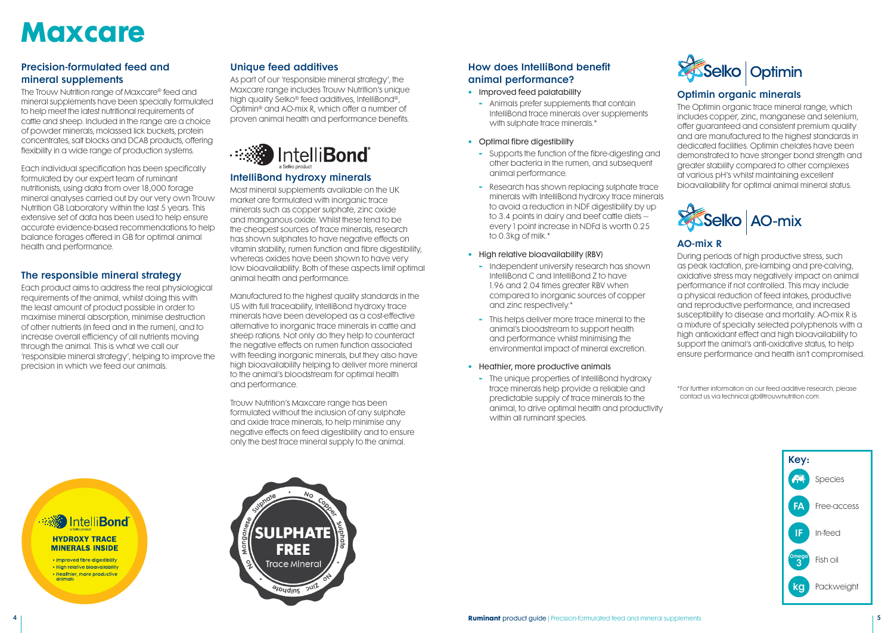# Maxcare

## Precision-formulated feed and mineral supplements

The Trouw Nutrition range of Maxcare® feed and mineral supplements have been specially formulated to help meet the latest nutritional requirements of cattle and sheep. Included in the range are a choice of powder minerals, molassed lick buckets, protein concentrates, salt blocks and DCAB products, offering flexibility in a wide range of production systems.

Each individual specification has been specifically formulated by our expert team of ruminant nutritionists, using data from over 18,000 forage mineral analyses carried out by our very own Trouw Nutrition GB Laboratory within the last 5 years. This extensive set of data has been used to help ensure accurate evidence-based recommendations to help balance forages offered in GB for optimal animal health and performance.

## The responsible mineral strategy

Each product aims to address the real physiological requirements of the animal, whilst doing this with the least amount of product possible in order to maximise mineral absorption, minimise destruction of other nutrients (in feed and in the rumen), and to increase overall efficiency of all nutrients moving through the animal. This is what we call our 'responsible mineral strategy', helping to improve the precision in which we feed our animals.

## Unique feed additives

As part of our 'responsible mineral strategy', the Maxcare range includes Trouw Nutrition's unique high quality Selko® feed additives, IntelliBond®, Optimin® and AO-mix R, which offer a number of proven animal health and performance benefits.

IntelliBond® a Selko product

### IntelliBond hydroxy minerals

Most mineral supplements available on the UK market are formulated with inorganic trace minerals such as copper sulphate, zinc oxide and manganous oxide. Whilst these tend to be the cheapest sources of trace minerals, research has shown sulphates to have negative effects on vitamin stability, rumen function and fibre digestibility, whereas oxides have been shown to have very low bioavailability. Both of these aspects limit optimal animal health and performance.

Manufactured to the highest quality standards in the US with full traceability, IntelliBond hydroxy trace minerals have been developed as a cost-effective alternative to inorganic trace minerals in cattle and sheep rations. Not only do they help to counteract the negative effects on rumen function associated with feeding inorganic minerals, but they also have high bioavailability helping to deliver more mineral to the animal's bloodstream for optimal health and performance.

Trouw Nutrition's Maxcare range has been formulated without the inclusion of any sulphate and oxide trace minerals, to help minimise any negative effects on feed digestibility and to ensure only the best trace mineral supply to the animal.

## How does IntelliBond benefit animal performance?

- Improved feed palatability
  - Animals prefer supplements that contain IntelliBond trace minerals over supplements with sulphate trace minerals.*
- Optimal fibre digestibility
  - Supports the function of the fibre-digesting and other bacteria in the rumen, and subsequent animal performance.
  - Research has shown replacing sulphate trace minerals with IntelliBond hydroxy trace minerals to avoid a reduction in NDF digestibility by up to 3.4 points in dairy and beef cattle diets – every 1 point increase in NDFd is worth 0.25 to 0.3kg of milk.*
- High relative bioavailability (RBV)
  - Independent university research has shown IntelliBond C and IntelliBond Z to have 1.96 and 2.04 times greater RBV when compared to inorganic sources of copper and zinc respectively.*
  - This helps deliver more trace mineral to the animal's bloodstream to support health and performance whilst minimising the environmental impact of mineral excretion.
- Healthier, more productive animals
  - The unique properties of IntelliBond hydroxy trace minerals help provide a reliable and predictable supply of trace minerals to the animal, to drive optimal health and productivity within all ruminant species.

Selko | Optimin

### Optimin organic minerals

The Optimin organic trace mineral range, which includes copper, zinc, manganese and selenium, offer guaranteed and consistent premium quality and are manufactured to the highest standards in dedicated facilities. Optimin chelates have been demonstrated to have stronger bond strength and greater stability compared to other complexes at various pH's whilst maintaining excellent bioavailability for optimal animal mineral status.

Selko | AO-mix

### AO-mix R

During periods of high productive stress, such as peak lactation, pre-lambing and pre-calving, oxidative stress may negatively impact on animal performance if not controlled. This may include a physical reduction of feed intakes, productive and reproductive performance, and increased susceptibility to disease and mortality. AO-mix R is a mixture of specially selected polyphenols with a high antioxidant effect and high bioavailability to support the animal's anti-oxidative status, to help ensure performance and health isn't compromised.

*For further information on our feed additive research, please contact us via technical.gb@trouwnutrition.com.

IntelliBond® a Selko product
**HYDROXY TRACE MINERALS INSIDE**
- Improved fibre digestibility
- High relative bioavailability
- Healthier, more productive animals

**SULPHATE FREE** Trace Mineral
No Copper Sulphate • No Zinc Sulphate • No Manganese Sulphate

**Key:**

| Icon | Meaning |
|---|---|
| (animal) | Species |
| FA | Free-access |
| IF | In-feed |
| Omega 3 | Fish oil |
| kg | Packweight |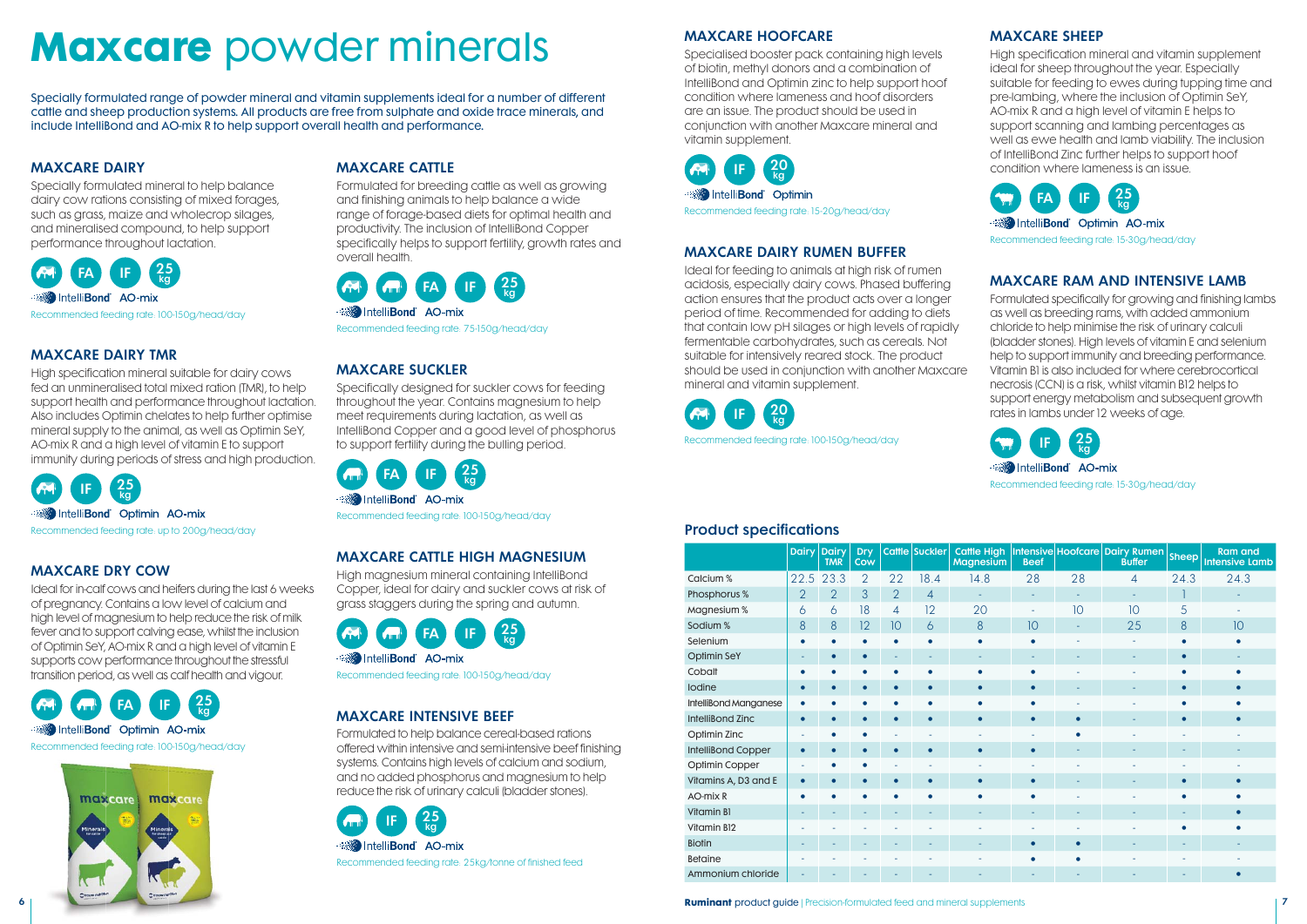# **Maxcare** powder minerals

Specially formulated range of powder mineral and vitamin supplements ideal for a number of different cattle and sheep production systems. All products are free from sulphate and oxide trace minerals, and include IntelliBond and AO-mix R to help support overall health and performance.

### MAXCARE DAIRY

Specially formulated mineral to help balance dairy cow rations consisting of mixed forages, such as grass, maize and wholecrop silages, and mineralised compound, to help support performance throughout lactation.

FA IF 25 kg

IntelliBond AO-mix

Recommended feeding rate: 100-150g/head/day

### MAXCARE DAIRY TMR

High specification mineral suitable for dairy cows fed an unmineralised total mixed ration (TMR), to help support health and performance throughout lactation. Also includes Optimin chelates to help further optimise mineral supply to the animal, as well as Optimin SeY, AO-mix R and a high level of vitamin E to support immunity during periods of stress and high production.

IF 25 kg

IntelliBond Optimin AO-mix

Recommended feeding rate: up to 200g/head/day

### MAXCARE DRY COW

Ideal for in-calf cows and heifers during the last 6 weeks of pregnancy. Contains a low level of calcium and high level of magnesium to help reduce the risk of milk fever and to support calving ease, whilst the inclusion of Optimin SeY, AO-mix R and a high level of vitamin E supports cow performance through the stressful transition period, as well as calf health and vigour.

FA IF 25 kg

IntelliBond Optimin AO-mix

Recommended feeding rate: 100-150g/head/day

### MAXCARE CATTLE

Formulated for breeding cattle as well as growing and finishing animals to help balance a wide range of forage-based diets for optimal health and productivity. The inclusion of IntelliBond Copper specifically helps to support fertility, growth rates and overall health.

FA IF 25 kg

IntelliBond AO-mix

Recommended feeding rate: 75-150g/head/day

### MAXCARE SUCKLER

Specifically designed for suckler cows for feeding throughout the year. Contains magnesium to help meet requirements during lactation, as well as IntelliBond Copper and a good level of phosphorus to support fertility during the bulling period.

FA IF 25 kg

IntelliBond AO-mix

Recommended feeding rate: 100-150g/head/day

### MAXCARE CATTLE HIGH MAGNESIUM

High magnesium mineral containing IntelliBond Copper, ideal for dairy and suckler cows at risk of grass staggers during the spring and autumn.

FA IF 25 kg

IntelliBond AO-mix

Recommended feeding rate: 100-150g/head/day

### MAXCARE INTENSIVE BEEF

Formulated to help balance cereal-based rations offered within intensive and semi-intensive beef finishing systems. Contains high levels of calcium and sodium, and no added phosphorus and magnesium to help reduce the risk of urinary calculi (bladder stones).

IF 25 kg

IntelliBond AO-mix

Recommended feeding rate: 25kg/tonne of finished feed

### MAXCARE HOOFCARE

Specialised booster pack containing high levels of biotin, methyl donors and a combination of IntelliBond and Optimin zinc to help support hoof condition where lameness and hoof disorders are an issue. The product should be used in conjunction with another Maxcare mineral and vitamin supplement.

IF 20 kg

IntelliBond Optimin

Recommended feeding rate: 15-20g/head/day

### MAXCARE DAIRY RUMEN BUFFER

Ideal for feeding to animals at high risk of rumen acidosis, especially dairy cows. Phased buffering action ensures that the product acts over a longer period of time. Recommended for adding to diets that contain low pH silages or high levels of rapidly fermentable carbohydrates, such as cereals. Not suitable for intensively reared stock. The product should be used in conjunction with another Maxcare mineral and vitamin supplement.

IF 20 kg

Recommended feeding rate: 100-150g/head/day

### MAXCARE SHEEP

High specification mineral and vitamin supplement ideal for sheep throughout the year. Especially suitable for feeding to ewes during tupping time and pre-lambing, where the inclusion of Optimin SeY, AO-mix R and a high level of vitamin E helps to support scanning and lambing percentages as well as ewe health and lamb viability. The inclusion of IntelliBond Zinc further helps to support hoof condition where lameness is an issue.

FA IF 25 kg

IntelliBond Optimin AO-mix

Recommended feeding rate: 15-30g/head/day

### MAXCARE RAM AND INTENSIVE LAMB

Formulated specifically for growing and finishing lambs as well as breeding rams, with added ammonium chloride to help minimise the risk of urinary calculi (bladder stones). High levels of vitamin E and selenium help to support immunity and breeding performance. Vitamin B1 is also included for where cerebrocortical necrosis (CCN) is a risk, whilst vitamin B12 helps to support energy metabolism and subsequent growth rates in lambs under 12 weeks of age.

IF 25 kg

IntelliBond AO-mix

Recommended feeding rate: 15-30g/head/day

## Product specifications

| | Dairy | Dairy TMR | Dry Cow | Cattle | Suckler | Cattle High Magnesium | Intensive Beef | Hoofcare | Dairy Rumen Buffer | Sheep | Ram and Intensive Lamb |
|---|---|---|---|---|---|---|---|---|---|---|---|
| Calcium % | 22.5 | 23.3 | 2 | 22 | 18.4 | 14.8 | 28 | 28 | 4 | 24.3 | 24.3 |
| Phosphorus % | 2 | 2 | 3 | 2 | 4 | - | - | - | - | 1 | - |
| Magnesium % | 6 | 6 | 18 | 4 | 12 | 20 | - | 10 | 10 | 5 | - |
| Sodium % | 8 | 8 | 12 | 10 | 6 | 8 | 10 | - | 25 | 8 | 10 |
| Selenium | ● | ● | ● | ● | ● | ● | ● | - | - | ● | ● |
| Optimin SeY | - | ● | ● | - | - | - | - | - | - | ● | - |
| Cobalt | ● | ● | ● | ● | ● | ● | ● | - | - | ● | ● |
| Iodine | ● | ● | ● | ● | ● | ● | ● | - | - | ● | ● |
| IntelliBond Manganese | ● | ● | ● | ● | ● | ● | ● | - | - | ● | ● |
| IntelliBond Zinc | ● | ● | ● | ● | ● | ● | ● | ● | - | ● | ● |
| Optimin Zinc | - | ● | ● | - | - | - | - | ● | - | - | - |
| IntelliBond Copper | ● | ● | ● | ● | ● | ● | ● | - | - | - | - |
| Optimin Copper | - | ● | ● | - | - | - | - | - | - | - | - |
| Vitamins A, D3 and E | ● | ● | ● | ● | ● | ● | ● | - | - | ● | ● |
| AO-mix R | ● | ● | ● | ● | ● | ● | ● | - | - | ● | ● |
| Vitamin B1 | - | - | - | - | - | - | - | - | - | - | ● |
| Vitamin B12 | - | - | - | - | - | - | - | - | - | ● | ● |
| Biotin | - | - | - | - | - | - | ● | ● | - | - | - |
| Betaine | - | - | - | - | - | - | ● | ● | - | - | - |
| Ammonium chloride | - | - | - | - | - | - | - | - | - | - | ● |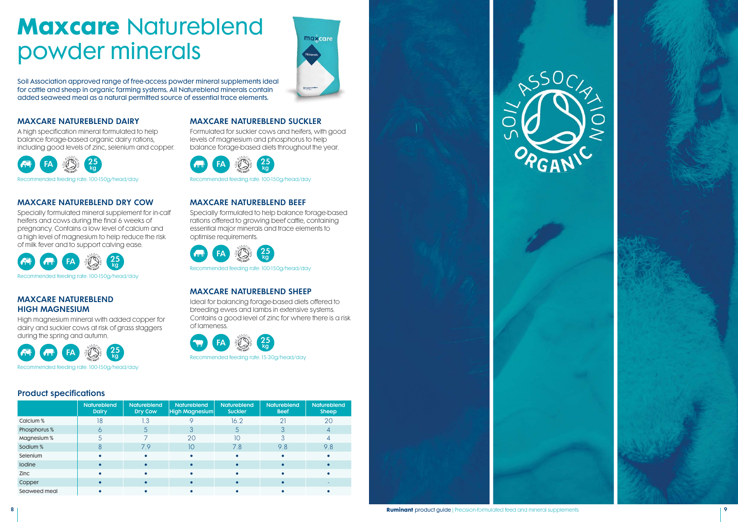# **Maxcare** Natureblend powder minerals

Soil Association approved range of free-access powder mineral supplements ideal for cattle and sheep in organic farming systems. All Natureblend minerals contain added seaweed meal as a natural permitted source of essential trace elements.

### MAXCARE NATUREBLEND DAIRY

A high specification mineral formulated to help balance forage-based organic dairy rations, including good levels of zinc, selenium and copper.

FA 25 kg

Recommended feeding rate: 100-150g/head/day

### MAXCARE NATUREBLEND DRY COW

Specially formulated mineral supplement for in-calf heifers and cows during the final 6 weeks of pregnancy. Contains a low level of calcium and a high level of magnesium to help reduce the risk of milk fever and to support calving ease.

FA 25 kg

Recommended feeding rate: 100-150g/head/day

### MAXCARE NATUREBLEND HIGH MAGNESIUM

High magnesium mineral with added copper for dairy and suckler cows at risk of grass staggers during the spring and autumn.

FA 25 kg

Recommended feeding rate: 100-150g/head/day

### MAXCARE NATUREBLEND SUCKLER

Formulated for suckler cows and heifers, with good levels of magnesium and phosphorus to help balance forage-based diets throughout the year.

FA 25 kg

Recommended feeding rate: 100-150g/head/day

### MAXCARE NATUREBLEND BEEF

Specially formulated to help balance forage-based rations offered to growing beef cattle, containing essential major minerals and trace elements to optimise requirements.

FA 25 kg

Recommended feeding rate: 100-150g/head/day

### MAXCARE NATUREBLEND SHEEP

Ideal for balancing forage-based diets offered to breeding ewes and lambs in extensive systems. Contains a good level of zinc for where there is a risk of lameness.

FA 25 kg

Recommended feeding rate: 15-30g/head/day

## Product specifications

| | Natureblend Dairy | Natureblend Dry Cow | Natureblend High Magnesium | Natureblend Suckler | Natureblend Beef | Natureblend Sheep |
|---|---|---|---|---|---|---|
| Calcium % | 18 | 1.3 | 9 | 16.2 | 21 | 20 |
| Phosphorus % | 6 | 5 | 3 | 5 | 3 | 4 |
| Magnesium % | 5 | 7 | 20 | 10 | 3 | 4 |
| Sodium % | 8 | 7.9 | 10 | 7.8 | 9.8 | 9.8 |
| Selenium | • | • | • | • | • | • |
| Iodine | • | • | • | • | • | • |
| Zinc | • | • | • | • | • | • |
| Copper | • | • | • | • | • | - |
| Seaweed meal | • | • | • | • | • | • |

SOIL ASSOCIATION ORGANIC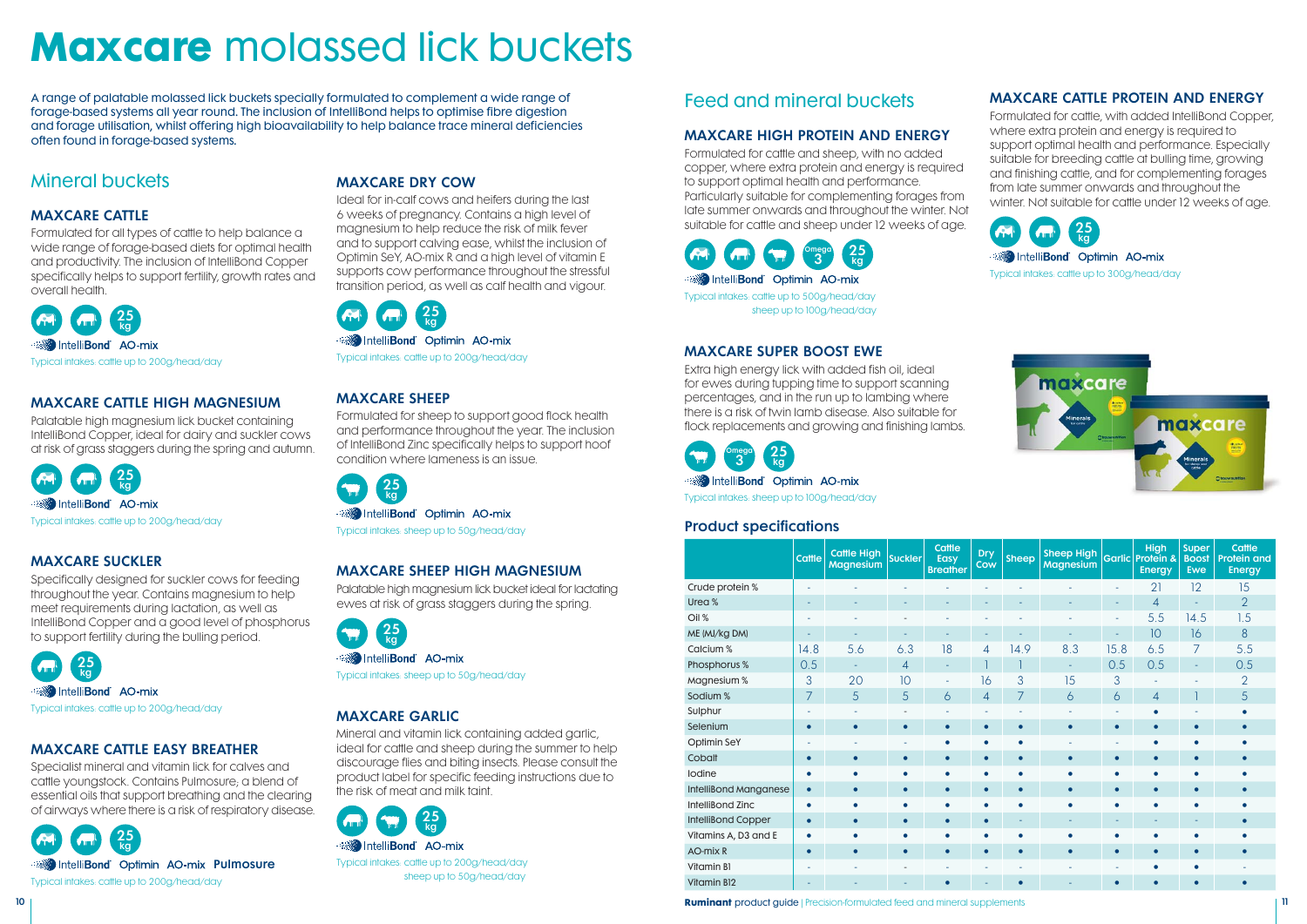# **Maxcare** molassed lick buckets

A range of palatable molassed lick buckets specially formulated to complement a wide range of forage-based systems all year round. The inclusion of IntelliBond helps to optimise fibre digestion and forage utilisation, whilst offering high bioavailability to help balance trace mineral deficiencies often found in forage-based systems.

## Mineral buckets

### MAXCARE CATTLE

Formulated for all types of cattle to help balance a wide range of forage-based diets for optimal health and productivity. The inclusion of IntelliBond Copper specifically helps to support fertility, growth rates and overall health.

25 kg

IntelliBond AO-mix

Typical intakes: cattle up to 200g/head/day

### MAXCARE CATTLE HIGH MAGNESIUM

Palatable high magnesium lick bucket containing IntelliBond Copper, ideal for dairy and suckler cows at risk of grass staggers during the spring and autumn.

25 kg

IntelliBond AO-mix

Typical intakes: cattle up to 200g/head/day

### MAXCARE SUCKLER

Specifically designed for suckler cows for feeding throughout the year. Contains magnesium to help meet requirements during lactation, as well as IntelliBond Copper and a good level of phosphorus to support fertility during the bulling period.

25 kg

IntelliBond AO-mix

Typical intakes: cattle up to 200g/head/day

### MAXCARE CATTLE EASY BREATHER

Specialist mineral and vitamin lick for calves and cattle youngstock. Contains Pulmosure; a blend of essential oils that support breathing and the clearing of airways where there is a risk of respiratory disease.

25 kg

IntelliBond Optimin AO-mix Pulmosure

Typical intakes: cattle up to 200g/head/day

### MAXCARE DRY COW

Ideal for in-calf cows and heifers during the last 6 weeks of pregnancy. Contains a high level of magnesium to help reduce the risk of milk fever and to support calving ease, whilst the inclusion of Optimin SeY, AO-mix R and a high level of vitamin E supports cow performance throughout the stressful transition period, as well as calf health and vigour.

25 kg

IntelliBond Optimin AO-mix

Typical intakes: cattle up to 200g/head/day

### MAXCARE SHEEP

Formulated for sheep to support good flock health and performance throughout the year. The inclusion of IntelliBond Zinc specifically helps to support hoof condition where lameness is an issue.

25 kg

IntelliBond Optimin AO-mix

Typical intakes: sheep up to 50g/head/day

### MAXCARE SHEEP HIGH MAGNESIUM

Palatable high magnesium lick bucket ideal for lactating ewes at risk of grass staggers during the spring.

25 kg

IntelliBond AO-mix

Typical intakes: sheep up to 50g/head/day

### MAXCARE GARLIC

Mineral and vitamin lick containing added garlic, ideal for cattle and sheep during the summer to help discourage flies and biting insects. Please consult the product label for specific feeding instructions due to the risk of meat and milk taint.

25 kg

IntelliBond AO-mix

Typical intakes: cattle up to 200g/head/day
sheep up to 50g/head/day

## Feed and mineral buckets

### MAXCARE HIGH PROTEIN AND ENERGY

Formulated for cattle and sheep, with no added copper, where extra protein and energy is required to support optimal health and performance. Particularly suitable for complementing forages from late summer onwards and throughout the winter. Not suitable for cattle and sheep under 12 weeks of age.

Omega 3 · 25 kg

IntelliBond Optimin AO-mix

Typical intakes: cattle up to 500g/head/day
sheep up to 100g/head/day

### MAXCARE SUPER BOOST EWE

Extra high energy lick with added fish oil, ideal for ewes during tupping time to support scanning percentages, and in the run up to lambing where there is a risk of twin lamb disease. Also suitable for flock replacements and growing and finishing lambs.

Omega 3 · 25 kg

IntelliBond Optimin AO-mix

Typical intakes: sheep up to 100g/head/day

### MAXCARE CATTLE PROTEIN AND ENERGY

Formulated for cattle, with added IntelliBond Copper, where extra protein and energy is required to support optimal health and performance. Especially suitable for breeding cattle at bulling time, growing and finishing cattle, and for complementing forages from late summer onwards and throughout the winter. Not suitable for cattle under 12 weeks of age.

25 kg

IntelliBond Optimin AO-mix

Typical intakes: cattle up to 300g/head/day

## Product specifications

| | Cattle | Cattle High Magnesium | Suckler | Cattle Easy Breather | Dry Cow | Sheep | Sheep High Magnesium | Garlic | High Protein & Energy | Super Boost Ewe | Cattle Protein and Energy |
|---|---|---|---|---|---|---|---|---|---|---|---|
| Crude protein % | - | - | - | - | - | - | - | - | 21 | 12 | 15 |
| Urea % | - | - | - | - | - | - | - | - | 4 | - | 2 |
| Oil % | - | - | - | - | - | - | - | - | 5.5 | 14.5 | 1.5 |
| ME (MJ/kg DM) | - | - | - | - | - | - | - | - | 10 | 16 | 8 |
| Calcium % | 14.8 | 5.6 | 6.3 | 18 | 4 | 14.9 | 8.3 | 15.8 | 6.5 | 7 | 5.5 |
| Phosphorus % | 0.5 | - | 4 | - | 1 | 1 | - | 0.5 | 0.5 | - | 0.5 |
| Magnesium % | 3 | 20 | 10 | - | 16 | 3 | 15 | 3 | - | - | 2 |
| Sodium % | 7 | 5 | 5 | 6 | 4 | 7 | 6 | 6 | 4 | 1 | 5 |
| Sulphur | - | - | - | - | - | - | - | - | • | - | • |
| Selenium | • | • | • | • | • | • | • | • | • | • | • |
| Optimin SeY | - | - | - | • | • | • | - | - | • | • | • |
| Cobalt | • | • | • | • | • | • | • | • | • | • | • |
| Iodine | • | • | • | • | • | • | • | • | • | • | • |
| IntelliBond Manganese | • | • | • | • | • | • | • | • | • | • | • |
| IntelliBond Zinc | • | • | • | • | • | • | • | • | • | • | • |
| IntelliBond Copper | • | • | • | • | • | - | - | - | - | - | • |
| Vitamins A, D3 and E | • | • | • | • | • | • | • | • | • | • | • |
| AO-mix R | • | • | • | • | • | • | • | • | • | • | • |
| Vitamin B1 | - | - | - | - | - | - | - | - | • | • | - |
| Vitamin B12 | - | - | - | • | - | • | - | • | • | • | • |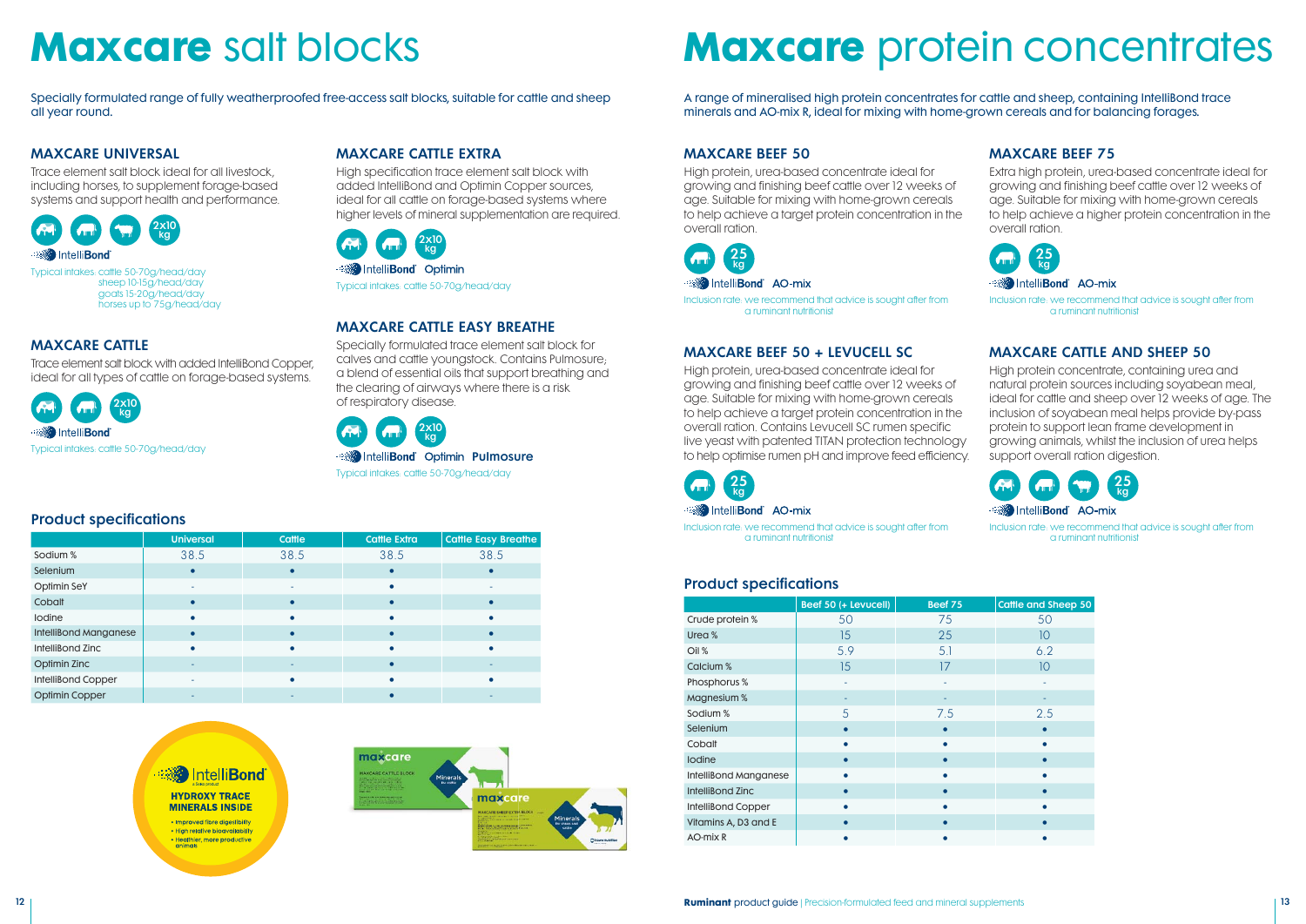# **Maxcare** salt blocks

Specially formulated range of fully weatherproofed free-access salt blocks, suitable for cattle and sheep all year round.

### MAXCARE UNIVERSAL

Trace element salt block ideal for all livestock, including horses, to supplement forage-based systems and support health and performance.

2x10 kg

IntelliBond

Typical intakes: cattle 50-70g/head/day
sheep 10-15g/head/day
goats 15-20g/head/day
horses up to 75g/head/day

### MAXCARE CATTLE

Trace element salt block with added IntelliBond Copper, ideal for all types of cattle on forage-based systems.

2x10 kg

IntelliBond

Typical intakes: cattle 50-70g/head/day

### MAXCARE CATTLE EXTRA

High specification trace element salt block with added IntelliBond and Optimin Copper sources, ideal for all cattle on forage-based systems where higher levels of mineral supplementation are required.

2x10 kg

IntelliBond Optimin

Typical intakes: cattle 50-70g/head/day

### MAXCARE CATTLE EASY BREATHE

Specially formulated trace element salt block for calves and cattle youngstock. Contains Pulmosure; a blend of essential oils that support breathing and the clearing of airways where there is a risk of respiratory disease.

2x10 kg

IntelliBond Optimin Pulmosure

Typical intakes: cattle 50-70g/head/day

## Product specifications

| | Universal | Cattle | Cattle Extra | Cattle Easy Breathe |
|---|---|---|---|---|
| Sodium % | 38.5 | 38.5 | 38.5 | 38.5 |
| Selenium | • | • | • | • |
| Optimin SeY | - | - | • | - |
| Cobalt | • | • | • | • |
| Iodine | • | • | • | • |
| IntelliBond Manganese | • | • | • | • |
| IntelliBond Zinc | • | • | • | • |
| Optimin Zinc | - | - | • | - |
| IntelliBond Copper | - | • | • | • |
| Optimin Copper | - | - | • | - |

IntelliBond
HYDROXY TRACE MINERALS INSIDE
- Improved fibre digestibility
- High relative bioavailability
- Healthier, more productive animals

# **Maxcare** protein concentrates

A range of mineralised high protein concentrates for cattle and sheep, containing IntelliBond trace minerals and AO-mix R, ideal for mixing with home-grown cereals and for balancing forages.

### MAXCARE BEEF 50

High protein, urea-based concentrate ideal for growing and finishing beef cattle over 12 weeks of age. Suitable for mixing with home-grown cereals to help achieve a target protein concentration in the overall ration.

25 kg

IntelliBond AO-mix

Inclusion rate: we recommend that advice is sought after from a ruminant nutritionist

### MAXCARE BEEF 75

Extra high protein, urea-based concentrate ideal for growing and finishing beef cattle over 12 weeks of age. Suitable for mixing with home-grown cereals to help achieve a higher protein concentration in the overall ration.

25 kg

IntelliBond AO-mix

Inclusion rate: we recommend that advice is sought after from a ruminant nutritionist

### MAXCARE BEEF 50 + LEVUCELL SC

High protein, urea-based concentrate ideal for growing and finishing beef cattle over 12 weeks of age. Suitable for mixing with home-grown cereals to help achieve a target protein concentration in the overall ration. Contains Levucell SC rumen specific live yeast with patented TITAN protection technology to help optimise rumen pH and improve feed efficiency.

25 kg

IntelliBond AO-mix

Inclusion rate: we recommend that advice is sought after from a ruminant nutritionist

### MAXCARE CATTLE AND SHEEP 50

High protein concentrate, containing urea and natural protein sources including soyabean meal, ideal for cattle and sheep over 12 weeks of age. The inclusion of soyabean meal helps provide by-pass protein to support lean frame development in growing animals, whilst the inclusion of urea helps support overall ration digestion.

25 kg

IntelliBond AO-mix

Inclusion rate: we recommend that advice is sought after from a ruminant nutritionist

## Product specifications

| | Beef 50 (+ Levucell) | Beef 75 | Cattle and Sheep 50 |
|---|---|---|---|
| Crude protein % | 50 | 75 | 50 |
| Urea % | 15 | 25 | 10 |
| Oil % | 5.9 | 5.1 | 6.2 |
| Calcium % | 15 | 17 | 10 |
| Phosphorus % | - | - | - |
| Magnesium % | - | - | - |
| Sodium % | 5 | 7.5 | 2.5 |
| Selenium | • | • | • |
| Cobalt | • | • | • |
| Iodine | • | • | • |
| IntelliBond Manganese | • | • | • |
| IntelliBond Zinc | • | • | • |
| IntelliBond Copper | • | • | • |
| Vitamins A, D3 and E | • | • | • |
| AO-mix R | • | • | • |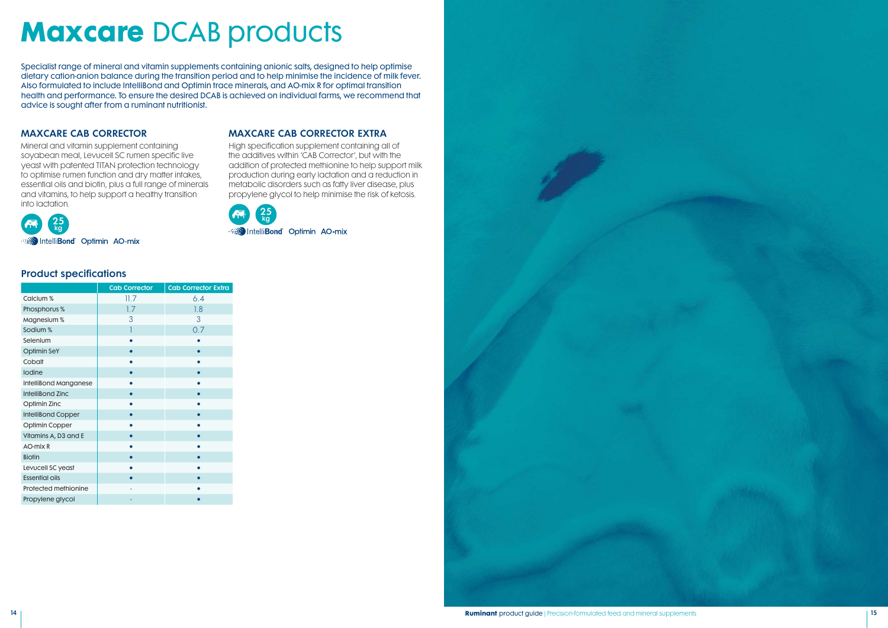# **Maxcare** DCAB products

Specialist range of mineral and vitamin supplements containing anionic salts, designed to help optimise dietary cation-anion balance during the transition period and to help minimise the incidence of milk fever. Also formulated to include IntelliBond and Optimin trace minerals, and AO-mix R for optimal transition health and performance. To ensure the desired DCAB is achieved on individual farms, we recommend that advice is sought after from a ruminant nutritionist.

### MAXCARE CAB CORRECTOR

Mineral and vitamin supplement containing soyabean meal, Levucell SC rumen specific live yeast with patented TITAN protection technology to optimise rumen function and dry matter intakes, essential oils and biotin, plus a full range of minerals and vitamins, to help support a healthy transition into lactation.

25 kg

IntelliBond Optimin AO-mix

### MAXCARE CAB CORRECTOR EXTRA

High specification supplement containing all of the additives within 'CAB Corrector', but with the addition of protected methionine to help support milk production during early lactation and a reduction in metabolic disorders such as fatty liver disease, plus propylene glycol to help minimise the risk of ketosis.

25 kg

IntelliBond Optimin AO-mix

## Product specifications

| | Cab Corrector | Cab Corrector Extra |
|---|---|---|
| Calcium % | 11.7 | 6.4 |
| Phosphorus % | 1.7 | 1.8 |
| Magnesium % | 3 | 3 |
| Sodium % | 1 | 0.7 |
| Selenium | • | • |
| Optimin SeY | • | • |
| Cobalt | • | • |
| Iodine | • | • |
| IntelliBond Manganese | • | • |
| IntelliBond Zinc | • | • |
| Optimin Zinc | • | • |
| IntelliBond Copper | • | • |
| Optimin Copper | • | • |
| Vitamins A, D3 and E | • | • |
| AO-mix R | • | • |
| Biotin | • | • |
| Levucell SC yeast | • | • |
| Essential oils | • | • |
| Protected methionine | - | • |
| Propylene glycol | - | • |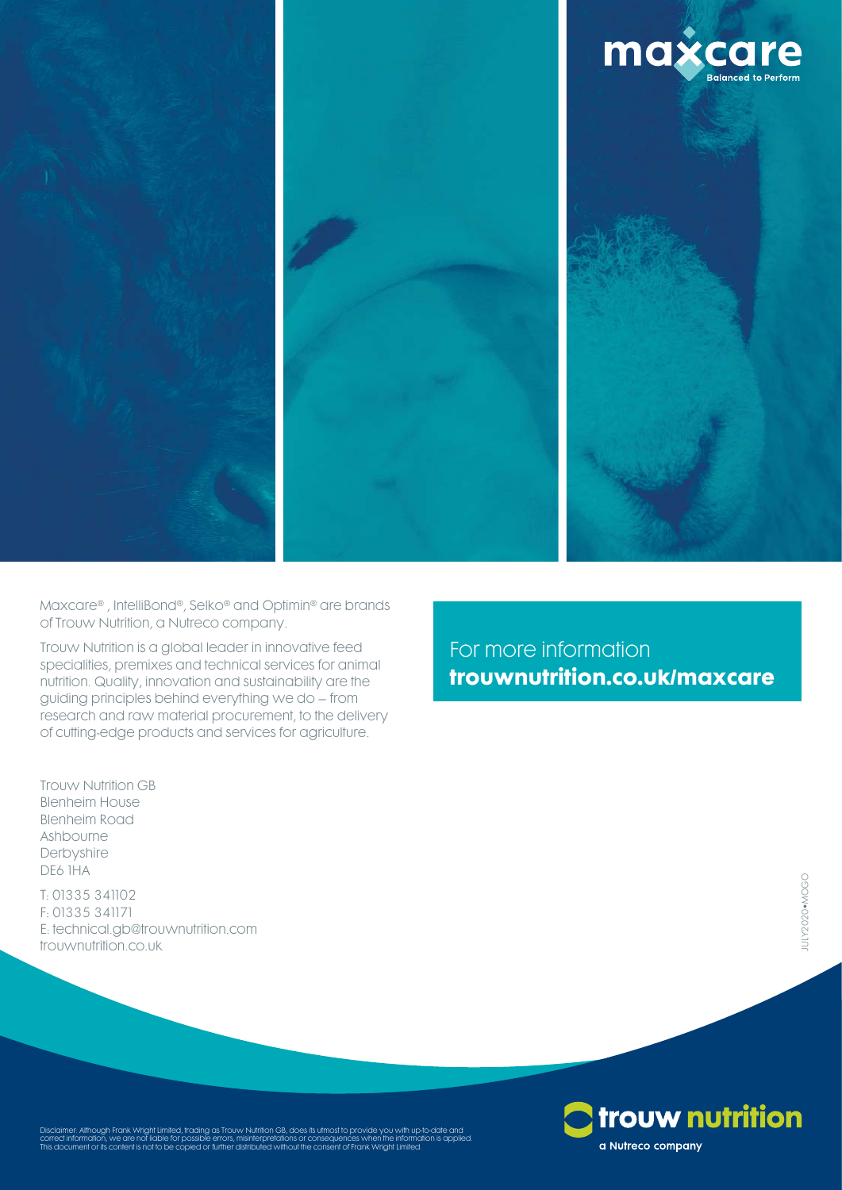maxcare

Balanced to Perform

Maxcare®, IntelliBond®, Selko® and Optimin® are brands of Trouw Nutrition, a Nutreco company.

Trouw Nutrition is a global leader in innovative feed specialities, premixes and technical services for animal nutrition. Quality, innovation and sustainability are the guiding principles behind everything we do – from research and raw material procurement, to the delivery of cutting-edge products and services for agriculture.

For more information
**trouwnutrition.co.uk/maxcare**

Trouw Nutrition GB
Blenheim House
Blenheim Road
Ashbourne
Derbyshire
DE6 1HA

T: 01335 341102
F: 01335 341171
E: technical.gb@trouwnutrition.com
trouwnutrition.co.uk

JULY2020•MOGO

Disclaimer: Although Frank Wright Limited, trading as Trouw Nutrition GB, does its utmost to provide you with up-to-date and correct information, we are not liable for possible errors, misinterpretations or consequences when the information is applied. This document or its content is not to be copied or further distributed without the consent of Frank Wright Limited.

trouw nutrition
a Nutreco company